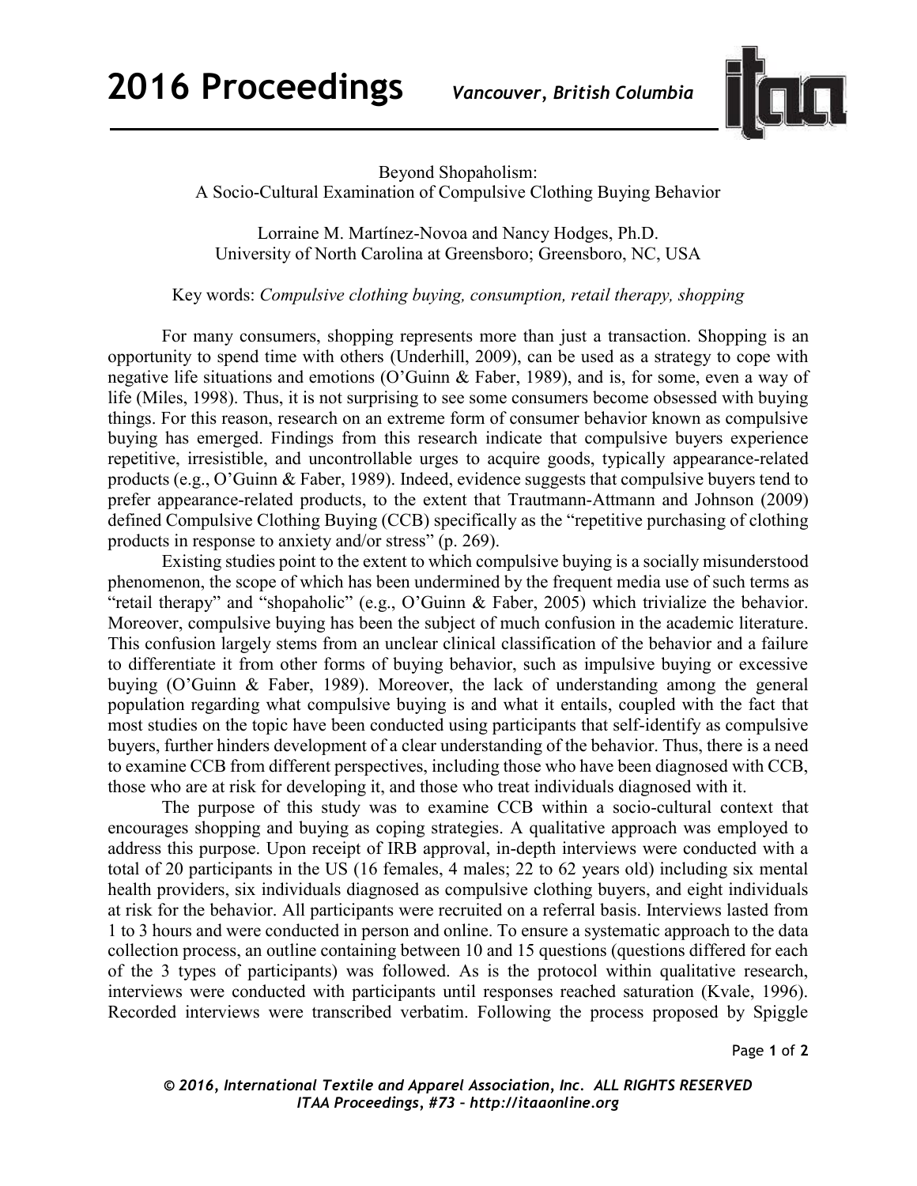# Beyond Shopaholism: A Socio-Cultural Examination of Compulsive Clothing Buying Behavior

Lorraine M. Martínez-Novoa and Nancy Hodges, Ph.D.
University of North Carolina at Greensboro; Greensboro, NC, USA

Key words: *Compulsive clothing buying, consumption, retail therapy, shopping*

For many consumers, shopping represents more than just a transaction. Shopping is an opportunity to spend time with others (Underhill, 2009), can be used as a strategy to cope with negative life situations and emotions (O'Guinn & Faber, 1989), and is, for some, even a way of life (Miles, 1998). Thus, it is not surprising to see some consumers become obsessed with buying things. For this reason, research on an extreme form of consumer behavior known as compulsive buying has emerged. Findings from this research indicate that compulsive buyers experience repetitive, irresistible, and uncontrollable urges to acquire goods, typically appearance-related products (e.g., O'Guinn & Faber, 1989). Indeed, evidence suggests that compulsive buyers tend to prefer appearance-related products, to the extent that Trautmann-Attmann and Johnson (2009) defined Compulsive Clothing Buying (CCB) specifically as the "repetitive purchasing of clothing products in response to anxiety and/or stress" (p. 269).

Existing studies point to the extent to which compulsive buying is a socially misunderstood phenomenon, the scope of which has been undermined by the frequent media use of such terms as "retail therapy" and "shopaholic" (e.g., O'Guinn & Faber, 2005) which trivialize the behavior. Moreover, compulsive buying has been the subject of much confusion in the academic literature. This confusion largely stems from an unclear clinical classification of the behavior and a failure to differentiate it from other forms of buying behavior, such as impulsive buying or excessive buying (O'Guinn & Faber, 1989). Moreover, the lack of understanding among the general population regarding what compulsive buying is and what it entails, coupled with the fact that most studies on the topic have been conducted using participants that self-identify as compulsive buyers, further hinders development of a clear understanding of the behavior. Thus, there is a need to examine CCB from different perspectives, including those who have been diagnosed with CCB, those who are at risk for developing it, and those who treat individuals diagnosed with it.

The purpose of this study was to examine CCB within a socio-cultural context that encourages shopping and buying as coping strategies. A qualitative approach was employed to address this purpose. Upon receipt of IRB approval, in-depth interviews were conducted with a total of 20 participants in the US (16 females, 4 males; 22 to 62 years old) including six mental health providers, six individuals diagnosed as compulsive clothing buyers, and eight individuals at risk for the behavior. All participants were recruited on a referral basis. Interviews lasted from 1 to 3 hours and were conducted in person and online. To ensure a systematic approach to the data collection process, an outline containing between 10 and 15 questions (questions differed for each of the 3 types of participants) was followed. As is the protocol within qualitative research, interviews were conducted with participants until responses reached saturation (Kvale, 1996). Recorded interviews were transcribed verbatim. Following the process proposed by Spiggle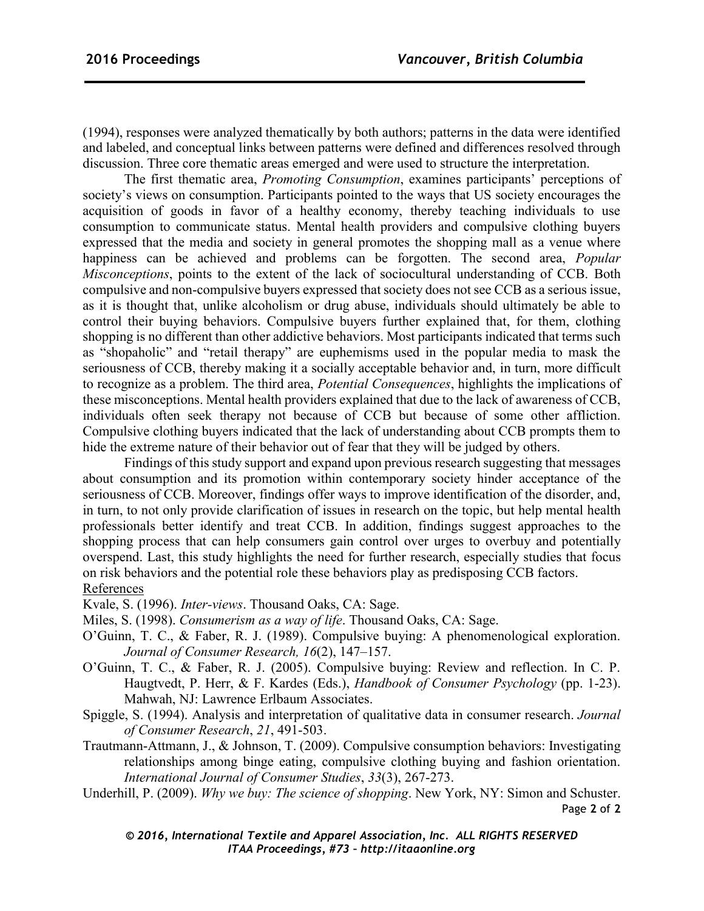(1994), responses were analyzed thematically by both authors; patterns in the data were identified and labeled, and conceptual links between patterns were defined and differences resolved through discussion. Three core thematic areas emerged and were used to structure the interpretation.

The first thematic area, *Promoting Consumption*, examines participants' perceptions of society's views on consumption. Participants pointed to the ways that US society encourages the acquisition of goods in favor of a healthy economy, thereby teaching individuals to use consumption to communicate status. Mental health providers and compulsive clothing buyers expressed that the media and society in general promotes the shopping mall as a venue where happiness can be achieved and problems can be forgotten. The second area, *Popular Misconceptions*, points to the extent of the lack of sociocultural understanding of CCB. Both compulsive and non-compulsive buyers expressed that society does not see CCB as a serious issue, as it is thought that, unlike alcoholism or drug abuse, individuals should ultimately be able to control their buying behaviors. Compulsive buyers further explained that, for them, clothing shopping is no different than other addictive behaviors. Most participants indicated that terms such as "shopaholic" and "retail therapy" are euphemisms used in the popular media to mask the seriousness of CCB, thereby making it a socially acceptable behavior and, in turn, more difficult to recognize as a problem. The third area, *Potential Consequences*, highlights the implications of these misconceptions. Mental health providers explained that due to the lack of awareness of CCB, individuals often seek therapy not because of CCB but because of some other affliction. Compulsive clothing buyers indicated that the lack of understanding about CCB prompts them to hide the extreme nature of their behavior out of fear that they will be judged by others.

Findings of this study support and expand upon previous research suggesting that messages about consumption and its promotion within contemporary society hinder acceptance of the seriousness of CCB. Moreover, findings offer ways to improve identification of the disorder, and, in turn, to not only provide clarification of issues in research on the topic, but help mental health professionals better identify and treat CCB. In addition, findings suggest approaches to the shopping process that can help consumers gain control over urges to overbuy and potentially overspend. Last, this study highlights the need for further research, especially studies that focus on risk behaviors and the potential role these behaviors play as predisposing CCB factors.

References

Kvale, S. (1996). *Inter-views*. Thousand Oaks, CA: Sage.

Miles, S. (1998). *Consumerism as a way of life*. Thousand Oaks, CA: Sage.

O'Guinn, T. C., & Faber, R. J. (1989). Compulsive buying: A phenomenological exploration. *Journal of Consumer Research, 16*(2), 147–157.

O'Guinn, T. C., & Faber, R. J. (2005). Compulsive buying: Review and reflection. In C. P. Haugtvedt, P. Herr, & F. Kardes (Eds.), *Handbook of Consumer Psychology* (pp. 1-23). Mahwah, NJ: Lawrence Erlbaum Associates.

Spiggle, S. (1994). Analysis and interpretation of qualitative data in consumer research. *Journal of Consumer Research*, *21*, 491-503.

Trautmann-Attmann, J., & Johnson, T. (2009). Compulsive consumption behaviors: Investigating relationships among binge eating, compulsive clothing buying and fashion orientation. *International Journal of Consumer Studies*, *33*(3), 267-273.

Underhill, P. (2009). *Why we buy: The science of shopping*. New York, NY: Simon and Schuster.